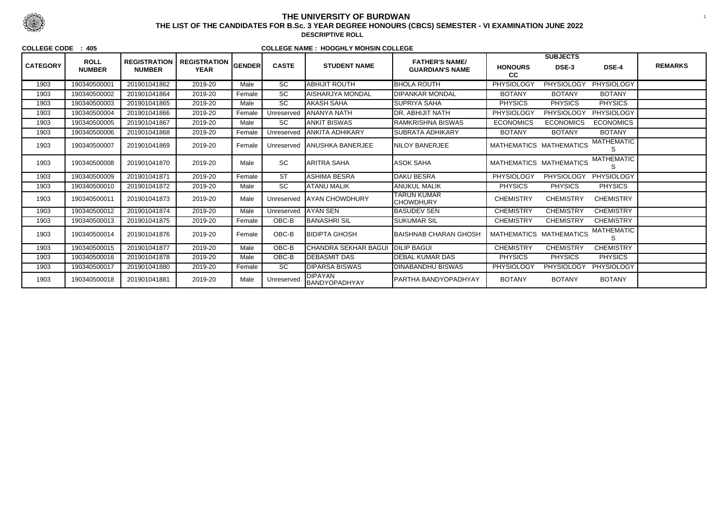# THE UNIVERSITY OF BURDWAN

## THE LIST OF THE CANDIDATES FOR B.Sc. 3 YEAR DEGREE HONOURS (CBCS) SEMESTER - VI EXAMINATION JUNE 2022

### DESCRIPTIVE ROLL

**COLLEGE CODE : 405** **COLLEGE NAME : HOOGHLY MOHSIN COLLEGE**

| CATEGORY | ROLL NUMBER | REGISTRATION NUMBER | REGISTRATION YEAR | GENDER | CASTE | STUDENT NAME | FATHER'S NAME/ GUARDIAN'S NAME | SUBJECTS | | | REMARKS |
|---|---|---|---|---|---|---|---|---|---|---|---|
| | | | | | | | | HONOURS CC | DSE-3 | DSE-4 | |
| 1903 | 190340500001 | 201901041862 | 2019-20 | Male | SC | ABHIJIT ROUTH | BHOLA ROUTH | PHYSIOLOGY | PHYSIOLOGY | PHYSIOLOGY | |
| 1903 | 190340500002 | 201901041864 | 2019-20 | Female | SC | AISHARJYA MONDAL | DIPANKAR MONDAL | BOTANY | BOTANY | BOTANY | |
| 1903 | 190340500003 | 201901041865 | 2019-20 | Male | SC | AKASH SAHA | SUPRIYA SAHA | PHYSICS | PHYSICS | PHYSICS | |
| 1903 | 190340500004 | 201901041866 | 2019-20 | Female | Unreserved | ANANYA NATH | DR. ABHIJIT NATH | PHYSIOLOGY | PHYSIOLOGY | PHYSIOLOGY | |
| 1903 | 190340500005 | 201901041867 | 2019-20 | Male | SC | ANKIT BISWAS | RAMKRISHNA BISWAS | ECONOMICS | ECONOMICS | ECONOMICS | |
| 1903 | 190340500006 | 201901041868 | 2019-20 | Female | Unreserved | ANKITA ADHIKARY | SUBRATA ADHIKARY | BOTANY | BOTANY | BOTANY | |
| 1903 | 190340500007 | 201901041869 | 2019-20 | Female | Unreserved | ANUSHKA BANERJEE | NILOY BANERJEE | MATHEMATICS | MATHEMATICS | MATHEMATICS | |
| 1903 | 190340500008 | 201901041870 | 2019-20 | Male | SC | ARITRA SAHA | ASOK SAHA | MATHEMATICS | MATHEMATICS | MATHEMATICS | |
| 1903 | 190340500009 | 201901041871 | 2019-20 | Female | ST | ASHIMA BESRA | DAKU BESRA | PHYSIOLOGY | PHYSIOLOGY | PHYSIOLOGY | |
| 1903 | 190340500010 | 201901041872 | 2019-20 | Male | SC | ATANU MALIK | ANUKUL MALIK | PHYSICS | PHYSICS | PHYSICS | |
| 1903 | 190340500011 | 201901041873 | 2019-20 | Male | Unreserved | AYAN CHOWDHURY | TARUN KUMAR CHOWDHURY | CHEMISTRY | CHEMISTRY | CHEMISTRY | |
| 1903 | 190340500012 | 201901041874 | 2019-20 | Male | Unreserved | AYAN SEN | BASUDEV SEN | CHEMISTRY | CHEMISTRY | CHEMISTRY | |
| 1903 | 190340500013 | 201901041875 | 2019-20 | Female | OBC-B | BANASHRI SIL | SUKUMAR SIL | CHEMISTRY | CHEMISTRY | CHEMISTRY | |
| 1903 | 190340500014 | 201901041876 | 2019-20 | Female | OBC-B | BIDIPTA GHOSH | BAISHNAB CHARAN GHOSH | MATHEMATICS | MATHEMATICS | MATHEMATICS | |
| 1903 | 190340500015 | 201901041877 | 2019-20 | Male | OBC-B | CHANDRA SEKHAR BAGUI | DILIP BAGUI | CHEMISTRY | CHEMISTRY | CHEMISTRY | |
| 1903 | 190340500016 | 201901041878 | 2019-20 | Male | OBC-B | DEBASMIT DAS | DEBAL KUMAR DAS | PHYSICS | PHYSICS | PHYSICS | |
| 1903 | 190340500017 | 201901041880 | 2019-20 | Female | SC | DIPARSA BISWAS | DINABANDHU BISWAS | PHYSIOLOGY | PHYSIOLOGY | PHYSIOLOGY | |
| 1903 | 190340500018 | 201901041881 | 2019-20 | Male | Unreserved | DIPAYAN BANDYOPADHYAY | PARTHA BANDYOPADHYAY | BOTANY | BOTANY | BOTANY | |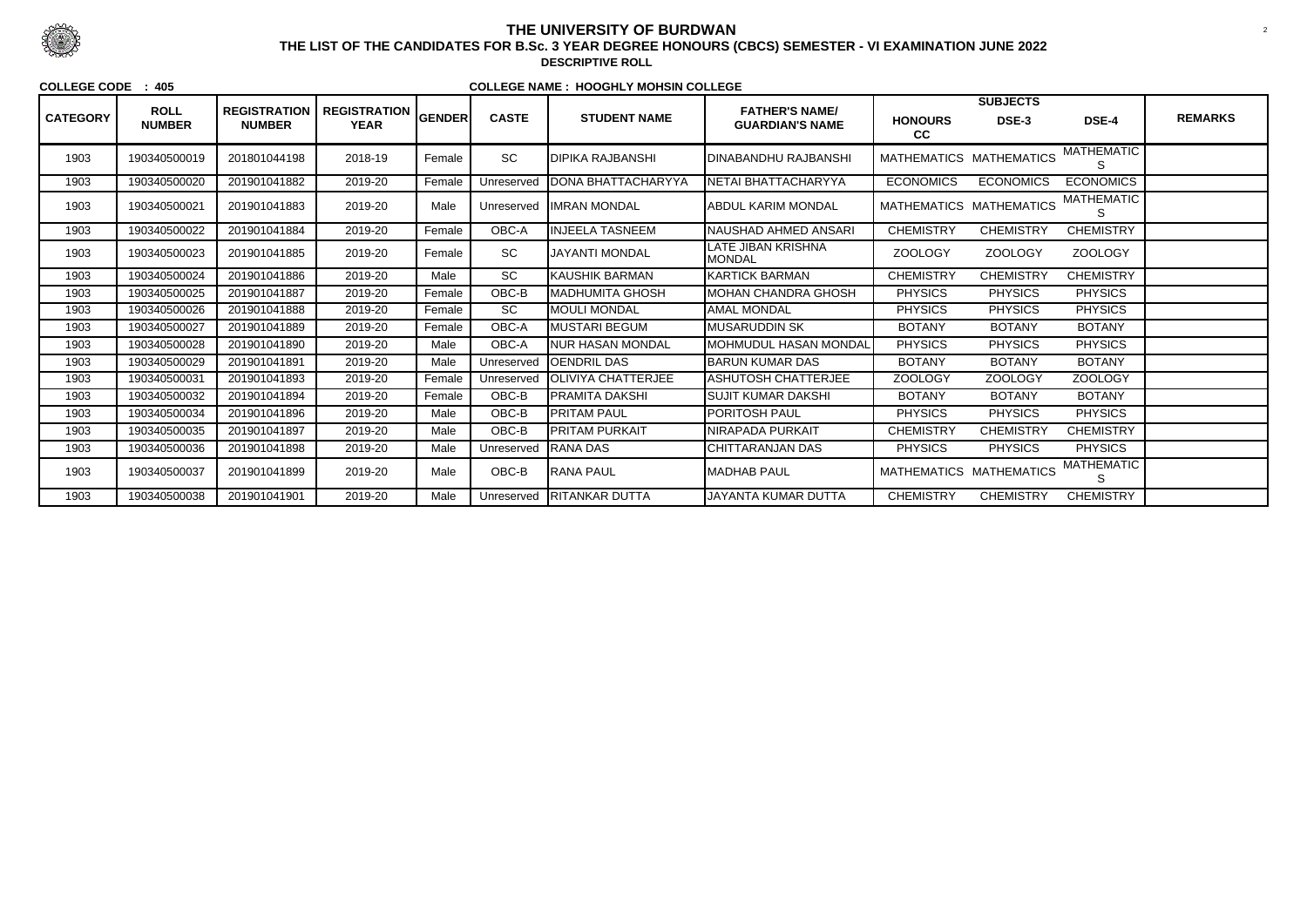# THE UNIVERSITY OF BURDWAN

## THE LIST OF THE CANDIDATES FOR B.Sc. 3 YEAR DEGREE HONOURS (CBCS) SEMESTER - VI EXAMINATION JUNE 2022

### DESCRIPTIVE ROLL

**COLLEGE CODE : 405** **COLLEGE NAME : HOOGHLY MOHSIN COLLEGE**

| CATEGORY | ROLL NUMBER | REGISTRATION NUMBER | REGISTRATION YEAR | GENDER | CASTE | STUDENT NAME | FATHER'S NAME/ GUARDIAN'S NAME | SUBJECTS | | | REMARKS |
|---|---|---|---|---|---|---|---|---|---|---|---|
| | | | | | | | | HONOURS CC | DSE-3 | DSE-4 | |
| 1903 | 190340500019 | 201801044198 | 2018-19 | Female | SC | DIPIKA RAJBANSHI | DINABANDHU RAJBANSHI | MATHEMATICS | MATHEMATICS | MATHEMATICS | |
| 1903 | 190340500020 | 201901041882 | 2019-20 | Female | Unreserved | DONA BHATTACHARYYA | NETAI BHATTACHARYYA | ECONOMICS | ECONOMICS | ECONOMICS | |
| 1903 | 190340500021 | 201901041883 | 2019-20 | Male | Unreserved | IMRAN MONDAL | ABDUL KARIM MONDAL | MATHEMATICS | MATHEMATICS | MATHEMATICS | |
| 1903 | 190340500022 | 201901041884 | 2019-20 | Female | OBC-A | INJEELA TASNEEM | NAUSHAD AHMED ANSARI | CHEMISTRY | CHEMISTRY | CHEMISTRY | |
| 1903 | 190340500023 | 201901041885 | 2019-20 | Female | SC | JAYANTI MONDAL | LATE JIBAN KRISHNA MONDAL | ZOOLOGY | ZOOLOGY | ZOOLOGY | |
| 1903 | 190340500024 | 201901041886 | 2019-20 | Male | SC | KAUSHIK BARMAN | KARTICK BARMAN | CHEMISTRY | CHEMISTRY | CHEMISTRY | |
| 1903 | 190340500025 | 201901041887 | 2019-20 | Female | OBC-B | MADHUMITA GHOSH | MOHAN CHANDRA GHOSH | PHYSICS | PHYSICS | PHYSICS | |
| 1903 | 190340500026 | 201901041888 | 2019-20 | Female | SC | MOULI MONDAL | AMAL MONDAL | PHYSICS | PHYSICS | PHYSICS | |
| 1903 | 190340500027 | 201901041889 | 2019-20 | Female | OBC-A | MUSTARI BEGUM | MUSARUDDIN SK | BOTANY | BOTANY | BOTANY | |
| 1903 | 190340500028 | 201901041890 | 2019-20 | Male | OBC-A | NUR HASAN MONDAL | MOHMUDUL HASAN MONDAL | PHYSICS | PHYSICS | PHYSICS | |
| 1903 | 190340500029 | 201901041891 | 2019-20 | Male | Unreserved | OENDRIL DAS | BARUN KUMAR DAS | BOTANY | BOTANY | BOTANY | |
| 1903 | 190340500031 | 201901041893 | 2019-20 | Female | Unreserved | OLIVIYA CHATTERJEE | ASHUTOSH CHATTERJEE | ZOOLOGY | ZOOLOGY | ZOOLOGY | |
| 1903 | 190340500032 | 201901041894 | 2019-20 | Female | OBC-B | PRAMITA DAKSHI | SUJIT KUMAR DAKSHI | BOTANY | BOTANY | BOTANY | |
| 1903 | 190340500034 | 201901041896 | 2019-20 | Male | OBC-B | PRITAM PAUL | PORITOSH PAUL | PHYSICS | PHYSICS | PHYSICS | |
| 1903 | 190340500035 | 201901041897 | 2019-20 | Male | OBC-B | PRITAM PURKAIT | NIRAPADA PURKAIT | CHEMISTRY | CHEMISTRY | CHEMISTRY | |
| 1903 | 190340500036 | 201901041898 | 2019-20 | Male | Unreserved | RANA DAS | CHITTARANJAN DAS | PHYSICS | PHYSICS | PHYSICS | |
| 1903 | 190340500037 | 201901041899 | 2019-20 | Male | OBC-B | RANA PAUL | MADHAB PAUL | MATHEMATICS | MATHEMATICS | MATHEMATICS | |
| 1903 | 190340500038 | 201901041901 | 2019-20 | Male | Unreserved | RITANKAR DUTTA | JAYANTA KUMAR DUTTA | CHEMISTRY | CHEMISTRY | CHEMISTRY | |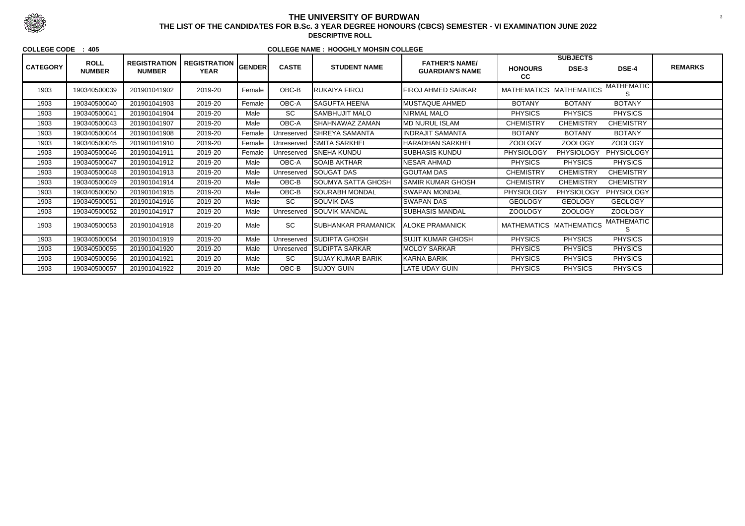# THE UNIVERSITY OF BURDWAN

## THE LIST OF THE CANDIDATES FOR B.Sc. 3 YEAR DEGREE HONOURS (CBCS) SEMESTER - VI EXAMINATION JUNE 2022

### DESCRIPTIVE ROLL

**COLLEGE CODE : 405** **COLLEGE NAME : HOOGHLY MOHSIN COLLEGE**

| CATEGORY | ROLL NUMBER | REGISTRATION NUMBER | REGISTRATION YEAR | GENDER | CASTE | STUDENT NAME | FATHER'S NAME/ GUARDIAN'S NAME | SUBJECTS | | | REMARKS |
|---|---|---|---|---|---|---|---|---|---|---|---|
| | | | | | | | | HONOURS CC | DSE-3 | DSE-4 | |
| 1903 | 190340500039 | 201901041902 | 2019-20 | Female | OBC-B | RUKAIYA FIROJ | FIROJ AHMED SARKAR | MATHEMATICS | MATHEMATICS | MATHEMATICS | |
| 1903 | 190340500040 | 201901041903 | 2019-20 | Female | OBC-A | SAGUFTA HEENA | MUSTAQUE AHMED | BOTANY | BOTANY | BOTANY | |
| 1903 | 190340500041 | 201901041904 | 2019-20 | Male | SC | SAMBHUJIT MALO | NIRMAL MALO | PHYSICS | PHYSICS | PHYSICS | |
| 1903 | 190340500043 | 201901041907 | 2019-20 | Male | OBC-A | SHAHNAWAZ ZAMAN | MD NURUL ISLAM | CHEMISTRY | CHEMISTRY | CHEMISTRY | |
| 1903 | 190340500044 | 201901041908 | 2019-20 | Female | Unreserved | SHREYA SAMANTA | INDRAJIT SAMANTA | BOTANY | BOTANY | BOTANY | |
| 1903 | 190340500045 | 201901041910 | 2019-20 | Female | Unreserved | SMITA SARKHEL | HARADHAN SARKHEL | ZOOLOGY | ZOOLOGY | ZOOLOGY | |
| 1903 | 190340500046 | 201901041911 | 2019-20 | Female | Unreserved | SNEHA KUNDU | SUBHASIS KUNDU | PHYSIOLOGY | PHYSIOLOGY | PHYSIOLOGY | |
| 1903 | 190340500047 | 201901041912 | 2019-20 | Male | OBC-A | SOAIB AKTHAR | NESAR AHMAD | PHYSICS | PHYSICS | PHYSICS | |
| 1903 | 190340500048 | 201901041913 | 2019-20 | Male | Unreserved | SOUGAT DAS | GOUTAM DAS | CHEMISTRY | CHEMISTRY | CHEMISTRY | |
| 1903 | 190340500049 | 201901041914 | 2019-20 | Male | OBC-B | SOUMYA SATTA GHOSH | SAMIR KUMAR GHOSH | CHEMISTRY | CHEMISTRY | CHEMISTRY | |
| 1903 | 190340500050 | 201901041915 | 2019-20 | Male | OBC-B | SOURABH MONDAL | SWAPAN MONDAL | PHYSIOLOGY | PHYSIOLOGY | PHYSIOLOGY | |
| 1903 | 190340500051 | 201901041916 | 2019-20 | Male | SC | SOUVIK DAS | SWAPAN DAS | GEOLOGY | GEOLOGY | GEOLOGY | |
| 1903 | 190340500052 | 201901041917 | 2019-20 | Male | Unreserved | SOUVIK MANDAL | SUBHASIS MANDAL | ZOOLOGY | ZOOLOGY | ZOOLOGY | |
| 1903 | 190340500053 | 201901041918 | 2019-20 | Male | SC | SUBHANKAR PRAMANICK | ALOKE PRAMANICK | MATHEMATICS | MATHEMATICS | MATHEMATICS | |
| 1903 | 190340500054 | 201901041919 | 2019-20 | Male | Unreserved | SUDIPTA GHOSH | SUJIT KUMAR GHOSH | PHYSICS | PHYSICS | PHYSICS | |
| 1903 | 190340500055 | 201901041920 | 2019-20 | Male | Unreserved | SUDIPTA SARKAR | MOLOY SARKAR | PHYSICS | PHYSICS | PHYSICS | |
| 1903 | 190340500056 | 201901041921 | 2019-20 | Male | SC | SUJAY KUMAR BARIK | KARNA BARIK | PHYSICS | PHYSICS | PHYSICS | |
| 1903 | 190340500057 | 201901041922 | 2019-20 | Male | OBC-B | SUJOY GUIN | LATE UDAY GUIN | PHYSICS | PHYSICS | PHYSICS | |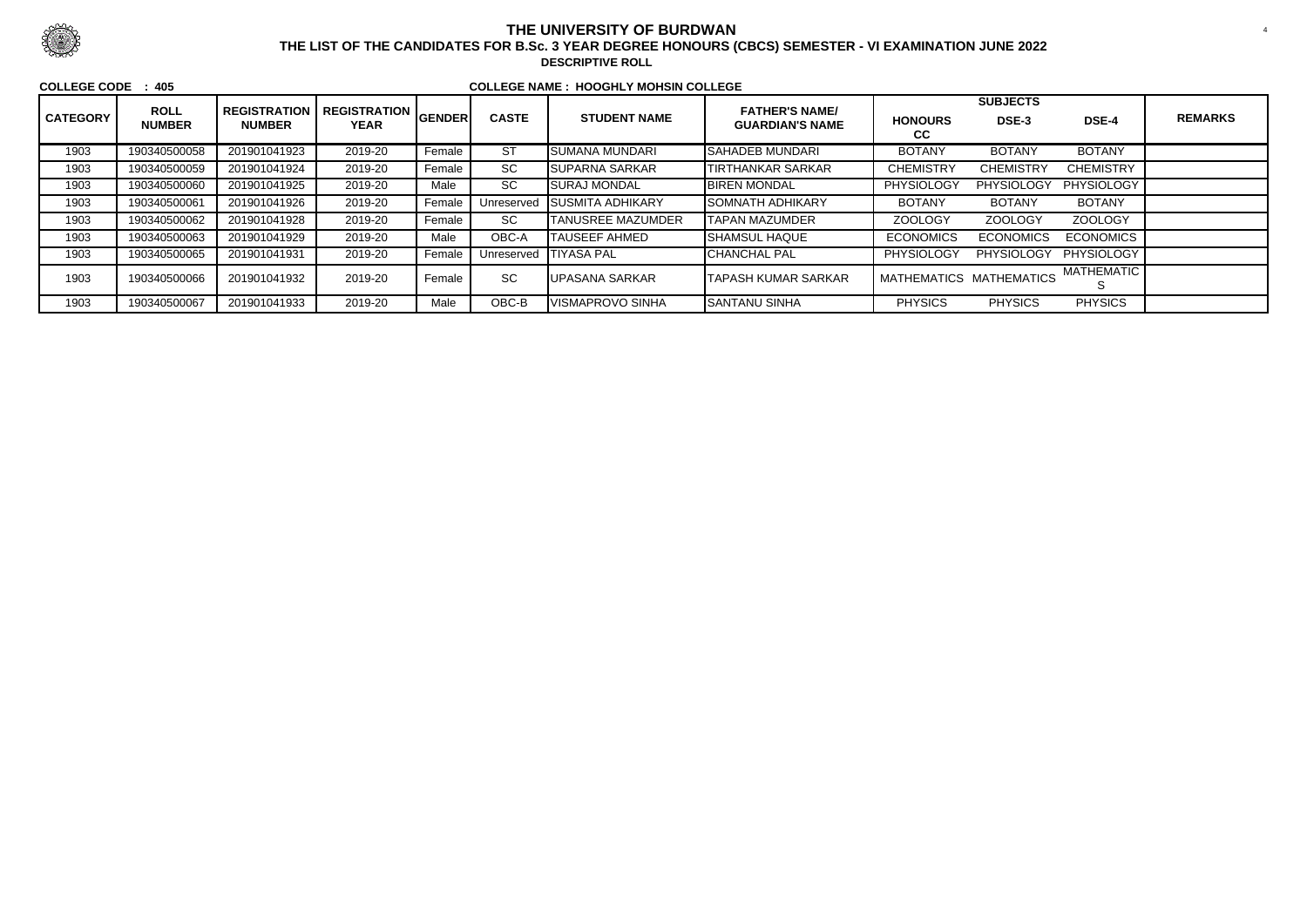# THE UNIVERSITY OF BURDWAN

## THE LIST OF THE CANDIDATES FOR B.Sc. 3 YEAR DEGREE HONOURS (CBCS) SEMESTER - VI EXAMINATION JUNE 2022

### DESCRIPTIVE ROLL

**COLLEGE CODE : 405** **COLLEGE NAME : HOOGHLY MOHSIN COLLEGE**

| CATEGORY | ROLL NUMBER | REGISTRATION NUMBER | REGISTRATION YEAR | GENDER | CASTE | STUDENT NAME | FATHER'S NAME/ GUARDIAN'S NAME | SUBJECTS | | | REMARKS |
|---|---|---|---|---|---|---|---|---|---|---|---|
| | | | | | | | | HONOURS CC | DSE-3 | DSE-4 | |
| 1903 | 190340500058 | 201901041923 | 2019-20 | Female | ST | SUMANA MUNDARI | SAHADEB MUNDARI | BOTANY | BOTANY | BOTANY | |
| 1903 | 190340500059 | 201901041924 | 2019-20 | Female | SC | SUPARNA SARKAR | TIRTHANKAR SARKAR | CHEMISTRY | CHEMISTRY | CHEMISTRY | |
| 1903 | 190340500060 | 201901041925 | 2019-20 | Male | SC | SURAJ MONDAL | BIREN MONDAL | PHYSIOLOGY | PHYSIOLOGY | PHYSIOLOGY | |
| 1903 | 190340500061 | 201901041926 | 2019-20 | Female | Unreserved | SUSMITA ADHIKARY | SOMNATH ADHIKARY | BOTANY | BOTANY | BOTANY | |
| 1903 | 190340500062 | 201901041928 | 2019-20 | Female | SC | TANUSREE MAZUMDER | TAPAN MAZUMDER | ZOOLOGY | ZOOLOGY | ZOOLOGY | |
| 1903 | 190340500063 | 201901041929 | 2019-20 | Male | OBC-A | TAUSEEF AHMED | SHAMSUL HAQUE | ECONOMICS | ECONOMICS | ECONOMICS | |
| 1903 | 190340500065 | 201901041931 | 2019-20 | Female | Unreserved | TIYASA PAL | CHANCHAL PAL | PHYSIOLOGY | PHYSIOLOGY | PHYSIOLOGY | |
| 1903 | 190340500066 | 201901041932 | 2019-20 | Female | SC | UPASANA SARKAR | TAPASH KUMAR SARKAR | MATHEMATICS | MATHEMATICS | MATHEMATICS | |
| 1903 | 190340500067 | 201901041933 | 2019-20 | Male | OBC-B | VISMAPROVO SINHA | SANTANU SINHA | PHYSICS | PHYSICS | PHYSICS | |